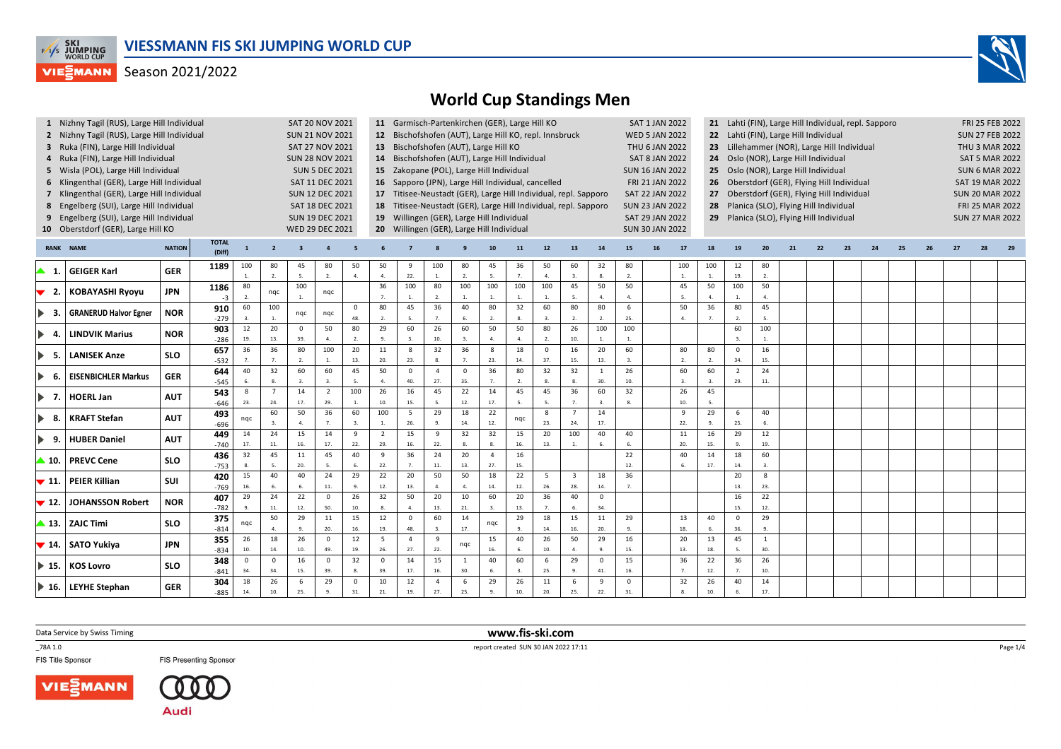# VIESSMANN FIS SKI JUMPING WORLD CUP

Season 2021/2022

## World Cup Standings Men

1 Nizhny Tagil (RUS), Large Hill Individual — SAT 20 NOV 2021
2 Nizhny Tagil (RUS), Large Hill Individual — SUN 21 NOV 2021
3 Ruka (FIN), Large Hill Individual — SAT 27 NOV 2021
4 Ruka (FIN), Large Hill Individual — SUN 28 NOV 2021
5 Wisla (POL), Large Hill Individual — SUN 5 DEC 2021
6 Klingenthal (GER), Large Hill Individual — SAT 11 DEC 2021
7 Klingenthal (GER), Large Hill Individual — SUN 12 DEC 2021
8 Engelberg (SUI), Large Hill Individual — SAT 18 DEC 2021
9 Engelberg (SUI), Large Hill Individual — SUN 19 DEC 2021
10 Oberstdorf (GER), Large Hill KO — WED 29 DEC 2021
11 Garmisch-Partenkirchen (GER), Large Hill KO — SAT 1 JAN 2022
12 Bischofshofen (AUT), Large Hill KO, repl. Innsbruck — WED 5 JAN 2022
13 Bischofshofen (AUT), Large Hill KO — THU 6 JAN 2022
14 Bischofshofen (AUT), Large Hill Individual — SAT 8 JAN 2022
15 Zakopane (POL), Large Hill Individual — SUN 16 JAN 2022
16 Sapporo (JPN), Large Hill Individual, cancelled — FRI 21 JAN 2022
17 Titisee-Neustadt (GER), Large Hill Individual, repl. Sapporo — SAT 22 JAN 2022
18 Titisee-Neustadt (GER), Large Hill Individual, repl. Sapporo — SUN 23 JAN 2022
19 Willingen (GER), Large Hill Individual — SAT 29 JAN 2022
20 Willingen (GER), Large Hill Individual — SUN 30 JAN 2022
21 Lahti (FIN), Large Hill Individual, repl. Sapporo — FRI 25 FEB 2022
22 Lahti (FIN), Large Hill Individual — SUN 27 FEB 2022
23 Lillehammer (NOR), Large Hill Individual — THU 3 MAR 2022
24 Oslo (NOR), Large Hill Individual — SAT 5 MAR 2022
25 Oslo (NOR), Large Hill Individual — SUN 6 MAR 2022
26 Oberstdorf (GER), Flying Hill Individual — SAT 19 MAR 2022
27 Oberstdorf (GER), Flying Hill Individual — SUN 20 MAR 2022
28 Planica (SLO), Flying Hill Individual — FRI 25 MAR 2022
29 Planica (SLO), Flying Hill Individual — SUN 27 MAR 2022

| RANK | NAME | NATION | TOTAL (Diff) | 1 | 2 | 3 | 4 | 5 | 6 | 7 | 8 | 9 | 10 | 11 | 12 | 13 | 14 | 15 | 16 | 17 | 18 | 19 | 20 | 21 | 22 | 23 | 24 | 25 | 26 | 27 | 28 | 29 |
|---|---|---|---|---|---|---|---|---|---|---|---|---|---|---|---|---|---|---|---|---|---|---|---|---|---|---|---|---|---|---|---|---|
| ▲ 1. | GEIGER Karl | GER | 1189 | 100 (1.) | 80 (2.) | 45 (5.) | 80 (2.) | 50 (4.) | 50 (4.) | 9 (22.) | 100 (1.) | 80 (2.) | 45 (5.) | 36 (7.) | 50 (4.) | 60 (3.) | 32 (8.) | 80 (2.) | | 100 (1.) | 100 (1.) | 12 (19.) | 80 (2.) | | | | | | | | | |
| ▼ 2. | KOBAYASHI Ryoyu | JPN | 1186 (-3) | 80 (2.) | nqc | 100 (1.) | nqc | | 36 (7.) | 100 (1.) | 80 (2.) | 100 (1.) | 100 (1.) | 100 (1.) | 100 (1.) | 45 (5.) | 50 (4.) | 50 (4.) | | 45 (5.) | 50 (4.) | 100 (1.) | 50 (4.) | | | | | | | | | |
| ► 3. | GRANERUD Halvor Egner | NOR | 910 (-279) | 60 (3.) | 100 (1.) | nqc | nqc | 0 (48.) | 80 (2.) | 45 (5.) | 36 (7.) | 40 (6.) | 80 (2.) | 32 (8.) | 60 (3.) | 80 (2.) | 80 (2.) | 6 (25.) | | 50 (4.) | 36 (7.) | 80 (2.) | 45 (5.) | | | | | | | | | |
| ► 4. | LINDVIK Marius | NOR | 903 (-286) | 12 (19.) | 20 (13.) | 0 (39.) | 50 (4.) | 80 (2.) | 29 (9.) | 60 (3.) | 26 (10.) | 60 (3.) | 50 (4.) | 50 (4.) | 80 (2.) | 26 (10.) | 100 (1.) | 100 (1.) | | | | 60 (3.) | 100 (1.) | | | | | | | | | |
| ► 5. | LANISEK Anze | SLO | 657 (-532) | 36 (7.) | 36 (7.) | 80 (2.) | 100 (1.) | 20 (13.) | 11 (20.) | 8 (23.) | 32 (8.) | 36 (7.) | 8 (23.) | 18 (14.) | 0 (37.) | 16 (15.) | 20 (13.) | 60 (3.) | | 80 (2.) | 80 (2.) | 0 (34.) | 16 (15.) | | | | | | | | | |
| ► 6. | EISENBICHLER Markus | GER | 644 (-545) | 40 (6.) | 32 (8.) | 60 (3.) | 60 (3.) | 45 (5.) | 50 (4.) | 0 (40.) | 4 (27.) | 0 (35.) | 36 (7.) | 80 (2.) | 32 (8.) | 32 (8.) | 1 (30.) | 26 (10.) | | 60 (3.) | 60 (3.) | 2 (29.) | 24 (11.) | | | | | | | | | |
| ► 7. | HOERL Jan | AUT | 543 (-646) | 8 (23.) | 7 (24.) | 14 (17.) | 2 (29.) | 100 (1.) | 26 (10.) | 16 (15.) | 45 (5.) | 22 (12.) | 14 (17.) | 45 (5.) | 45 (5.) | 36 (7.) | 60 (3.) | 32 (8.) | | 26 (10.) | 45 (5.) | | | | | | | | | | | |
| ► 8. | KRAFT Stefan | AUT | 493 (-696) | nqc | 60 (3.) | 50 (4.) | 36 (7.) | 60 (3.) | 100 (1.) | 5 (26.) | 29 (9.) | 18 (14.) | 22 (12.) | nqc | 8 (23.) | 7 (24.) | 14 (17.) | | | 9 (22.) | 29 (9.) | 6 (25.) | 40 (6.) | | | | | | | | | |
| ► 9. | HUBER Daniel | AUT | 449 (-740) | 14 (17.) | 24 (11.) | 15 (16.) | 14 (17.) | 9 (22.) | 2 (29.) | 15 (16.) | 9 (22.) | 32 (8.) | 32 (8.) | 15 (16.) | 20 (13.) | 100 (1.) | 40 (6.) | 40 (6.) | | 11 (20.) | 16 (15.) | 29 (9.) | 12 (19.) | | | | | | | | | |
| ▲ 10. | PREVC Cene | SLO | 436 (-753) | 32 (8.) | 45 (5.) | 11 (20.) | 45 (5.) | 40 (6.) | 9 (22.) | 36 (7.) | 24 (11.) | 20 (13.) | 4 (27.) | 16 (15.) | | | | 22 (12.) | | 40 (6.) | 14 (17.) | 18 (14.) | 60 (3.) | | | | | | | | | |
| ▼ 11. | PEIER Killian | SUI | 420 (-769) | 15 (16.) | 40 (6.) | 40 (6.) | 24 (11.) | 29 (9.) | 22 (12.) | 20 (13.) | 50 (4.) | 50 (4.) | 18 (14.) | 22 (12.) | 5 (26.) | 3 (28.) | 18 (14.) | 36 (7.) | | | | 20 (13.) | 8 (23.) | | | | | | | | | |
| ▼ 12. | JOHANSSON Robert | NOR | 407 (-782) | 29 (9.) | 24 (11.) | 22 (12.) | 0 (50.) | 26 (10.) | 32 (8.) | 50 (4.) | 20 (13.) | 10 (21.) | 60 (3.) | 20 (13.) | 36 (7.) | 40 (6.) | 0 (34.) | | | | | 16 (15.) | 22 (12.) | | | | | | | | | |
| ▲ 13. | ZAJC Timi | SLO | 375 (-814) | nqc | 50 (4.) | 29 (9.) | 11 (20.) | 15 (16.) | 12 (19.) | 0 (48.) | 60 (3.) | 14 (17.) | nqc | 29 (9.) | 18 (14.) | 15 (16.) | 11 (20.) | 29 (9.) | | 13 (18.) | 40 (6.) | 0 (36.) | 29 (9.) | | | | | | | | | |
| ▼ 14. | SATO Yukiya | JPN | 355 (-834) | 26 (10.) | 18 (14.) | 26 (10.) | 0 (49.) | 12 (19.) | 5 (26.) | 4 (27.) | 9 (22.) | nqc | 15 (16.) | 40 (6.) | 26 (10.) | 50 (4.) | 29 (9.) | 16 (15.) | | 20 (13.) | 13 (18.) | 45 (5.) | 1 (30.) | | | | | | | | | |
| ► 15. | KOS Lovro | SLO | 348 (-841) | 0 (34.) | 0 (34.) | 16 (15.) | 0 (39.) | 32 (8.) | 0 (39.) | 14 (17.) | 15 (16.) | 1 (30.) | 40 (6.) | 60 (3.) | 6 (25.) | 29 (9.) | 0 (41.) | 15 (16.) | | 36 (7.) | 22 (12.) | 36 (7.) | 26 (10.) | | | | | | | | | |
| ► 16. | LEYHE Stephan | GER | 304 (-885) | 18 (14.) | 26 (10.) | 6 (25.) | 29 (9.) | 0 (31.) | 10 (21.) | 12 (19.) | 4 (27.) | 6 (25.) | 29 (9.) | 26 (10.) | 11 (20.) | 6 (25.) | 9 (22.) | 0 (31.) | | 32 (8.) | 26 (10.) | 40 (6.) | 14 (17.) | | | | | | | | | |

Data Service by Swiss Timing — www.fis-ski.com

_78A 1.0 — report created SUN 30 JAN 2022 17:11

FIS Title Sponsor — FIS Presenting Sponsor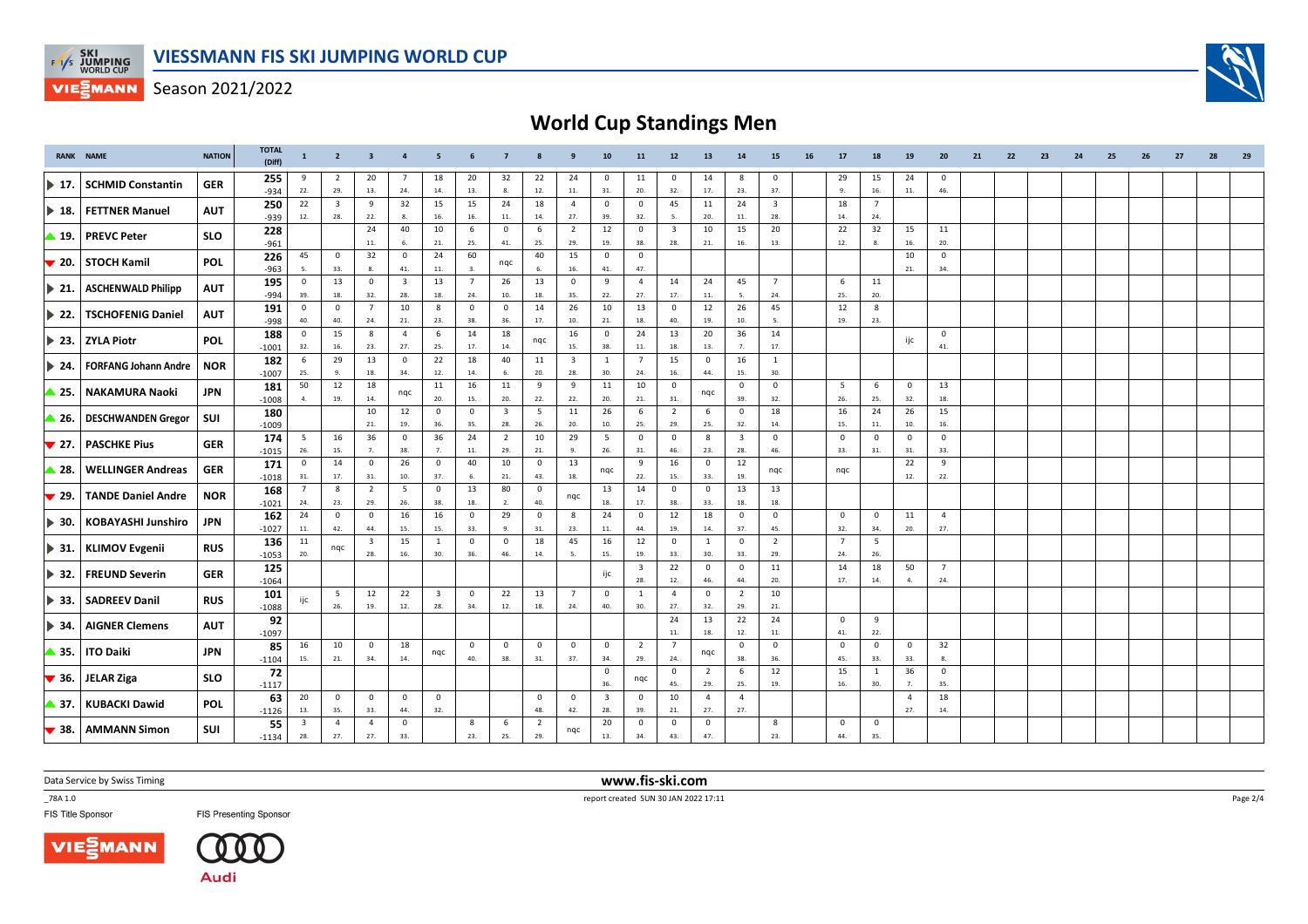# VIESSMANN FIS SKI JUMPING WORLD CUP

Season 2021/2022

## World Cup Standings Men

| RANK | NAME | NATION | TOTAL (Diff) | 1 | 2 | 3 | 4 | 5 | 6 | 7 | 8 | 9 | 10 | 11 | 12 | 13 | 14 | 15 | 16 | 17 | 18 | 19 | 20 | 21 | 22 | 23 | 24 | 25 | 26 | 27 | 28 | 29 |
|---|---|---|---|---|---|---|---|---|---|---|---|---|---|---|---|---|---|---|---|---|---|---|---|---|---|---|---|---|---|---|---|---|
| ▶ 17. | SCHMID Constantin | GER | 255 (-934) | 9 (22.) | 2 (29.) | 20 (13.) | 7 (24.) | 18 (14.) | 20 (13.) | 32 (8.) | 22 (12.) | 24 (11.) | 0 (31.) | 11 (20.) | 0 (32.) | 14 (17.) | 8 (23.) | 0 (37.) | | 29 (9.) | 15 (16.) | 24 (11.) | 0 (46.) | | | | | | | | | |
| ▶ 18. | FETTNER Manuel | AUT | 250 (-939) | 22 (12.) | 3 (28.) | 9 (22.) | 32 (8.) | 15 (16.) | 15 (16.) | 24 (11.) | 18 (14.) | 4 (27.) | 0 (39.) | 0 (32.) | 45 (5.) | 11 (20.) | 24 (11.) | 3 (28.) | | 18 (14.) | 7 (24.) | | | | | | | | | | | |
| ▲ 19. | PREVC Peter | SLO | 228 (-961) | | | 24 (11.) | 40 (6.) | 10 (21.) | 6 (25.) | 0 (41.) | 6 (25.) | 2 (29.) | 12 (19.) | 0 (38.) | 3 (28.) | 10 (21.) | 15 (16.) | 20 (13.) | | 22 (12.) | 32 (8.) | 15 (16.) | 11 (20.) | | | | | | | | | |
| ▼ 20. | STOCH Kamil | POL | 226 (-963) | 45 (5.) | 0 (33.) | 32 (8.) | 0 (41.) | 24 (11.) | 60 (3.) | nqc | 40 (6.) | 15 (16.) | 0 (41.) | 0 (47.) | | | | | | | | 10 (21.) | 0 (34.) | | | | | | | | | |
| ▶ 21. | ASCHENWALD Philipp | AUT | 195 (-994) | 0 (39.) | 13 (18.) | 0 (32.) | 3 (28.) | 13 (18.) | 7 (24.) | 26 (10.) | 13 (18.) | 0 (35.) | 9 (22.) | 4 (27.) | 14 (17.) | 24 (11.) | 45 (5.) | 7 (24.) | | 6 (25.) | 11 (20.) | | | | | | | | | | | |
| ▶ 22. | TSCHOFENIG Daniel | AUT | 191 (-998) | 0 (40.) | 0 (40.) | 7 (24.) | 10 (21.) | 8 (23.) | 0 (38.) | 0 (36.) | 14 (17.) | 26 (10.) | 10 (21.) | 13 (18.) | 0 (40.) | 12 (19.) | 26 (10.) | 45 (5.) | | 12 (19.) | 8 (23.) | | | | | | | | | | | |
| ▶ 23. | ZYLA Piotr | POL | 188 (-1001) | 0 (32.) | 15 (16.) | 8 (23.) | 4 (27.) | 6 (25.) | 14 (17.) | 18 (14.) | nqc | 16 (15.) | 0 (38.) | 24 (11.) | 13 (18.) | 20 (13.) | 36 (7.) | 14 (17.) | | | | ijc | 0 (41.) | | | | | | | | | |
| ▶ 24. | FORFANG Johann Andre | NOR | 182 (-1007) | 6 (25.) | 29 (9.) | 13 (18.) | 0 (34.) | 22 (12.) | 18 (14.) | 40 (6.) | 11 (20.) | 3 (28.) | 1 (30.) | 7 (24.) | 15 (16.) | 0 (44.) | 16 (15.) | 1 (30.) | | | | | | | | | | | | | | |
| ▲ 25. | NAKAMURA Naoki | JPN | 181 (-1008) | 50 (4.) | 12 (19.) | 18 (14.) | nqc | 11 (20.) | 16 (15.) | 11 (20.) | 9 (22.) | 9 (22.) | 11 (20.) | 10 (21.) | 0 (31.) | nqc | 0 (39.) | 0 (32.) | | 5 (26.) | 6 (25.) | 0 (32.) | 13 (18.) | | | | | | | | | |
| ▲ 26. | DESCHWANDEN Gregor | SUI | 180 (-1009) | | | 10 (21.) | 12 (19.) | 0 (36.) | 0 (35.) | 3 (28.) | 5 (26.) | 11 (20.) | 26 (10.) | 6 (25.) | 2 (29.) | 6 (25.) | 0 (32.) | 18 (14.) | | 16 (15.) | 24 (11.) | 26 (10.) | 15 (16.) | | | | | | | | | |
| ▼ 27. | PASCHKE Pius | GER | 174 (-1015) | 5 (26.) | 16 (15.) | 36 (7.) | 0 (38.) | 36 (7.) | 24 (11.) | 2 (29.) | 10 (21.) | 29 (9.) | 5 (26.) | 0 (31.) | 0 (46.) | 8 (23.) | 3 (28.) | 0 (46.) | | 0 (33.) | 0 (31.) | 0 (31.) | 0 (33.) | | | | | | | | | |
| ▲ 28. | WELLINGER Andreas | GER | 171 (-1018) | 0 (31.) | 14 (17.) | 0 (31.) | 26 (10.) | 0 (37.) | 40 (6.) | 10 (21.) | 0 (43.) | 13 (18.) | nqc | 9 (22.) | 16 (15.) | 0 (33.) | 12 (19.) | nqc | | nqc | | 22 (12.) | 9 (22.) | | | | | | | | | |
| ▼ 29. | TANDE Daniel Andre | NOR | 168 (-1021) | 7 (24.) | 8 (23.) | 2 (29.) | 5 (26.) | 0 (38.) | 13 (18.) | 80 (2.) | 0 (40.) | nqc | 13 (18.) | 14 (17.) | 0 (38.) | 0 (33.) | 13 (18.) | 13 (18.) | | | | | | | | | | | | | | |
| ▶ 30. | KOBAYASHI Junshiro | JPN | 162 (-1027) | 24 (11.) | 0 (42.) | 0 (44.) | 16 (15.) | 16 (15.) | 0 (33.) | 29 (9.) | 0 (31.) | 8 (23.) | 24 (11.) | 0 (44.) | 12 (19.) | 18 (14.) | 0 (37.) | 0 (45.) | | 0 (32.) | 0 (34.) | 11 (20.) | 4 (27.) | | | | | | | | | |
| ▶ 31. | KLIMOV Evgenii | RUS | 136 (-1053) | 11 (20.) | nqc | 3 (28.) | 15 (16.) | 1 (30.) | 0 (36.) | 0 (46.) | 18 (14.) | 45 (5.) | 16 (15.) | 12 (19.) | 0 (33.) | 1 (30.) | 0 (33.) | 2 (29.) | | 7 (24.) | 5 (26.) | | | | | | | | | | | |
| ▶ 32. | FREUND Severin | GER | 125 (-1064) | | | | | | | | | | ijc | 3 (28.) | 22 (12.) | 0 (46.) | 0 (44.) | 11 (20.) | | 14 (17.) | 18 (14.) | 50 (4.) | 7 (24.) | | | | | | | | | |
| ▶ 33. | SADREEV Danil | RUS | 101 (-1088) | ijc | 5 (26.) | 12 (19.) | 22 (12.) | 3 (28.) | 0 (34.) | 22 (12.) | 13 (18.) | 7 (24.) | 0 (40.) | 1 (30.) | 4 (27.) | 0 (32.) | 2 (29.) | 10 (21.) | | | | | | | | | | | | | | |
| ▶ 34. | AIGNER Clemens | AUT | 92 (-1097) | | | | | | | | | | | | 24 (11.) | 13 (18.) | 22 (12.) | 24 (11.) | | 0 (41.) | 9 (22.) | | | | | | | | | | | |
| ▲ 35. | ITO Daiki | JPN | 85 (-1104) | 16 (15.) | 10 (21.) | 0 (34.) | 18 (14.) | nqc | 0 (40.) | 0 (38.) | 0 (31.) | 0 (37.) | 0 (34.) | 2 (29.) | 7 (24.) | nqc | 0 (38.) | 0 (36.) | | 0 (45.) | 0 (33.) | 0 (33.) | 32 (8.) | | | | | | | | | |
| ▼ 36. | JELAR Ziga | SLO | 72 (-1117) | | | | | | | | | | 0 (36.) | nqc | 0 (45.) | 2 (29.) | 6 (25.) | 12 (19.) | | 15 (16.) | 1 (30.) | 36 (7.) | 0 (35.) | | | | | | | | | |
| ▲ 37. | KUBACKI Dawid | POL | 63 (-1126) | 20 (13.) | 0 (35.) | 0 (33.) | 0 (44.) | 0 (32.) | | | 0 (48.) | 0 (42.) | 3 (28.) | 0 (39.) | 10 (21.) | 4 (27.) | 4 (27.) | | | | | 4 (27.) | 18 (14.) | | | | | | | | | |
| ▼ 38. | AMMANN Simon | SUI | 55 (-1134) | 3 (28.) | 4 (27.) | 4 (27.) | 0 (33.) | | 8 (23.) | 6 (25.) | 2 (29.) | nqc | 20 (13.) | 0 (34.) | 0 (43.) | 0 (47.) | | 8 (23.) | | 0 (44.) | 0 (35.) | | | | | | | | | | | |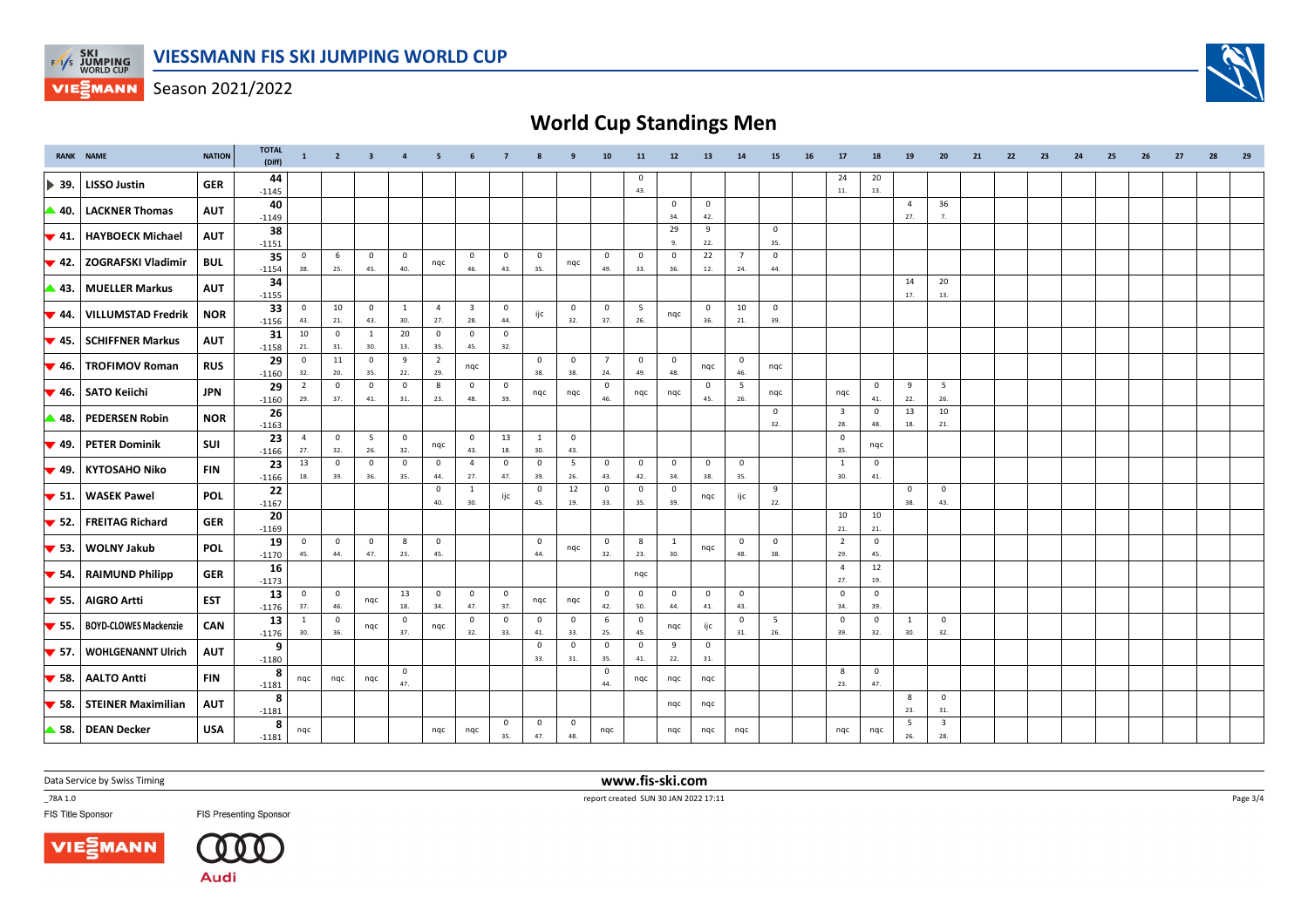# VIESSMANN FIS SKI JUMPING WORLD CUP

Season 2021/2022

## World Cup Standings Men

| RANK | NAME | NATION | TOTAL (Diff) | 1 | 2 | 3 | 4 | 5 | 6 | 7 | 8 | 9 | 10 | 11 | 12 | 13 | 14 | 15 | 16 | 17 | 18 | 19 | 20 | 21 | 22 | 23 | 24 | 25 | 26 | 27 | 28 | 29 |
|---|---|---|---|---|---|---|---|---|---|---|---|---|---|---|---|---|---|---|---|---|---|---|---|---|---|---|---|---|---|---|---|---|
| ► 39. | LISSO Justin | GER | 44 -1145 | | | | | | | | | | | 0 43. | | | | | | 24 11. | 20 13. | | | | | | | | | | | |
| ▲ 40. | LACKNER Thomas | AUT | 40 -1149 | | | | | | | | | | | | 0 34. | 0 42. | | | | | | 4 27. | 36 7. | | | | | | | | | |
| ▼ 41. | HAYBOECK Michael | AUT | 38 -1151 | | | | | | | | | | | | 29 9. | 9 22. | | 0 35. | | | | | | | | | | | | | | |
| ▼ 42. | ZOGRAFSKI Vladimir | BUL | 35 -1154 | 0 38. | 6 25. | 0 45. | 0 40. | nqc | 0 46. | 0 43. | 0 35. | nqc | 0 49. | 0 33. | 0 36. | 22 12. | 7 24. | 0 44. | | | | | | | | | | | | | | |
| ▲ 43. | MUELLER Markus | AUT | 34 -1155 | | | | | | | | | | | | | | | | | | | 14 17. | 20 13. | | | | | | | | | |
| ▼ 44. | VILLUMSTAD Fredrik | NOR | 33 -1156 | 0 43. | 10 21. | 0 43. | 1 30. | 4 27. | 3 28. | 0 44. | ijc | 0 32. | 0 37. | 5 26. | nqc | 0 36. | 10 21. | 0 39. | | | | | | | | | | | | | | |
| ▼ 45. | SCHIFFNER Markus | AUT | 31 -1158 | 10 21. | 0 31. | 1 30. | 20 13. | 0 35. | 0 45. | 0 32. | | | | | | | | | | | | | | | | | | | | | | |
| ▼ 46. | TROFIMOV Roman | RUS | 29 -1160 | 0 32. | 11 20. | 0 35. | 9 22. | 2 29. | nqc | | 0 38. | 0 38. | 7 24. | 0 49. | 0 48. | nqc | 0 46. | nqc | | | | | | | | | | | | | | |
| ▼ 46. | SATO Keiichi | JPN | 29 -1160 | 2 29. | 0 37. | 0 41. | 0 31. | 8 23. | 0 48. | 0 39. | nqc | nqc | 0 46. | nqc | nqc | 0 45. | 5 26. | nqc | | nqc | 0 41. | 9 22. | 5 26. | | | | | | | | | |
| ▲ 48. | PEDERSEN Robin | NOR | 26 -1163 | | | | | | | | | | | | | | | 0 32. | | 3 28. | 0 48. | 13 18. | 10 21. | | | | | | | | | |
| ▼ 49. | PETER Dominik | SUI | 23 -1166 | 4 27. | 0 32. | 5 26. | 0 32. | nqc | 0 43. | 13 18. | 1 30. | 0 43. | | | | | | | | 0 35. | nqc | | | | | | | | | | | |
| ▼ 49. | KYTOSAHO Niko | FIN | 23 -1166 | 13 18. | 0 39. | 0 36. | 0 35. | 0 44. | 4 27. | 0 47. | 0 39. | 5 26. | 0 43. | 0 42. | 0 34. | 0 38. | 0 35. | | | 1 30. | 0 41. | | | | | | | | | | | |
| ▼ 51. | WASEK Pawel | POL | 22 -1167 | | | | | 0 40. | 1 30. | ijc | 0 45. | 12 19. | 0 33. | 0 35. | 0 39. | nqc | ijc | 9 22. | | | | 0 38. | 0 43. | | | | | | | | | |
| ▼ 52. | FREITAG Richard | GER | 20 -1169 | | | | | | | | | | | | | | | | | 10 21. | 10 21. | | | | | | | | | | | |
| ▼ 53. | WOLNY Jakub | POL | 19 -1170 | 0 45. | 0 44. | 0 47. | 8 23. | 0 45. | | | 0 44. | nqc | 0 32. | 8 23. | 1 30. | nqc | 0 48. | 0 38. | | 2 29. | 0 45. | | | | | | | | | | | |
| ▼ 54. | RAIMUND Philipp | GER | 16 -1173 | | | | | | | | | | | nqc | | | | | | 4 27. | 12 19. | | | | | | | | | | | |
| ▼ 55. | AIGRO Artti | EST | 13 -1176 | 0 37. | 0 46. | nqc | 13 18. | 0 34. | 0 47. | 0 37. | nqc | nqc | 0 42. | 0 50. | 0 44. | 0 41. | 0 43. | | | 0 34. | 0 39. | | | | | | | | | | | |
| ▼ 55. | BOYD-CLOWES Mackenzie | CAN | 13 -1176 | 1 30. | 0 36. | nqc | 0 37. | nqc | 0 32. | 0 33. | 0 41. | 0 33. | 6 25. | 0 45. | nqc | ijc | 0 31. | 5 26. | | 0 39. | 0 32. | 1 30. | 0 32. | | | | | | | | | |
| ▼ 57. | WOHLGENANNT Ulrich | AUT | 9 -1180 | | | | | | | | 0 33. | 0 31. | 0 35. | 0 41. | 9 22. | 0 31. | | | | | | | | | | | | | | | | |
| ▼ 58. | AALTO Antti | FIN | 8 -1181 | nqc | nqc | nqc | 0 47. | | | | | | 0 44. | nqc | nqc | nqc | | | | 8 23. | 0 47. | | | | | | | | | | | |
| ▼ 58. | STEINER Maximilian | AUT | 8 -1181 | | | | | | | | | | | | nqc | nqc | | | | | | 8 23. | 0 31. | | | | | | | | | |
| ▲ 58. | DEAN Decker | USA | 8 -1181 | nqc | | | | nqc | nqc | 0 35. | 0 47. | 0 48. | nqc | | nqc | nqc | nqc | | | nqc | nqc | 5 26. | 3 28. | | | | | | | | | |

Data Service by Swiss Timing

www.fis-ski.com

_78A 1.0

report created SUN 30 JAN 2022 17:11

FIS Title Sponsor

FIS Presenting Sponsor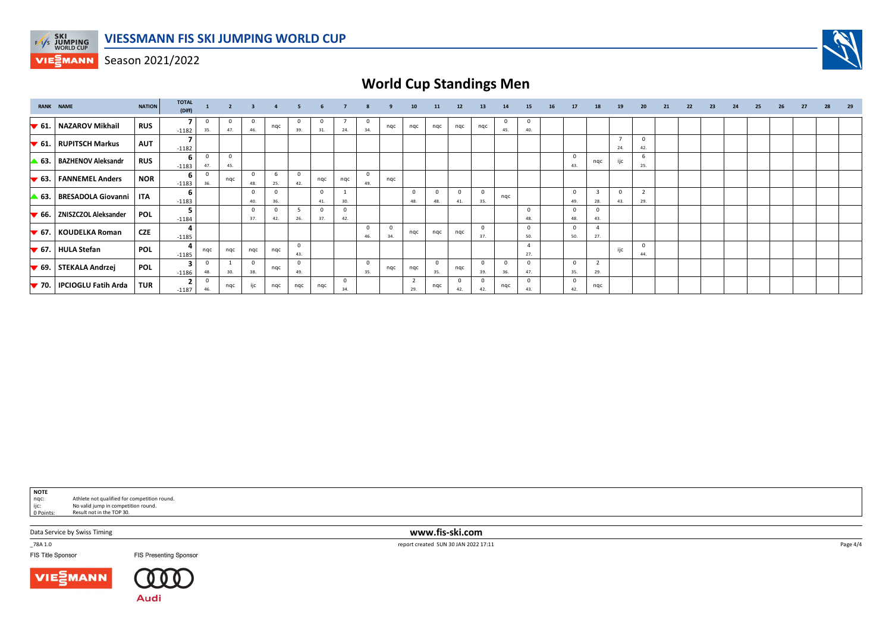# VIESSMANN FIS SKI JUMPING WORLD CUP

Season 2021/2022

## World Cup Standings Men

| RANK | NAME | NATION | TOTAL (Diff) | 1 | 2 | 3 | 4 | 5 | 6 | 7 | 8 | 9 | 10 | 11 | 12 | 13 | 14 | 15 | 16 | 17 | 18 | 19 | 20 | 21 | 22 | 23 | 24 | 25 | 26 | 27 | 28 | 29 |
|---|---|---|---|---|---|---|---|---|---|---|---|---|---|---|---|---|---|---|---|---|---|---|---|---|---|---|---|---|---|---|---|---|
| ▼ 61. | NAZAROV Mikhail | RUS | 7 -1182 | 0 35. | 0 47. | 0 46. | nqc | 0 39. | 0 31. | 7 24. | 0 34. | nqc | nqc | nqc | nqc | nqc | 0 45. | 0 40. | | | | | | | | | | | | | | |
| ▼ 61. | RUPITSCH Markus | AUT | 7 -1182 | | | | | | | | | | | | | | | | | | | 7 24. | 0 42. | | | | | | | | | |
| ▲ 63. | BAZHENOV Aleksandr | RUS | 6 -1183 | 0 47. | 0 45. | | | | | | | | | | | | | | | 0 43. | nqc | ijc | 6 25. | | | | | | | | | |
| ▼ 63. | FANNEMEL Anders | NOR | 6 -1183 | 0 36. | nqc | 0 48. | 6 25. | 0 42. | nqc | nqc | 0 49. | nqc | | | | | | | | | | | | | | | | | | | | |
| ▲ 63. | BRESADOLA Giovanni | ITA | 6 -1183 | | | 0 40. | 0 36. | | 0 41. | 1 30. | | | 0 48. | 0 48. | 0 41. | 0 35. | nqc | | | 0 49. | 3 28. | 0 43. | 2 29. | | | | | | | | | |
| ▼ 66. | ZNISZCZOL Aleksander | POL | 5 -1184 | | | 0 37. | 0 42. | 5 26. | 0 37. | 0 42. | | | | | | | | 0 48. | | 0 48. | 0 43. | | | | | | | | | | | |
| ▼ 67. | KOUDELKA Roman | CZE | 4 -1185 | | | | | | | | 0 46. | 0 34. | nqc | nqc | nqc | 0 37. | | 0 50. | | 0 50. | 4 27. | | | | | | | | | | | |
| ▼ 67. | HULA Stefan | POL | 4 -1185 | nqc | nqc | nqc | nqc | 0 43. | | | | | | | | | | 4 27. | | | | ijc | 0 44. | | | | | | | | | |
| ▼ 69. | STEKALA Andrzej | POL | 3 -1186 | 0 48. | 1 30. | 0 38. | nqc | 0 49. | | | 0 35. | nqc | nqc | 0 35. | nqc | 0 39. | 0 36. | 0 47. | | 0 35. | 2 29. | | | | | | | | | | | |
| ▼ 70. | IPCIOGLU Fatih Arda | TUR | 2 -1187 | 0 46. | nqc | ijc | nqc | nqc | nqc | 0 34. | | | 2 29. | nqc | 0 42. | 0 42. | nqc | 0 43. | | 0 42. | nqc | | | | | | | | | | | |

**NOTE**

nqc: Athlete not qualified for competition round.
ijc: No valid jump in competition round.
0 Points: Result not in the TOP 30.

Data Service by Swiss Timing

www.fis-ski.com

_78A 1.0

report created SUN 30 JAN 2022 17:11

FIS Title Sponsor

FIS Presenting Sponsor